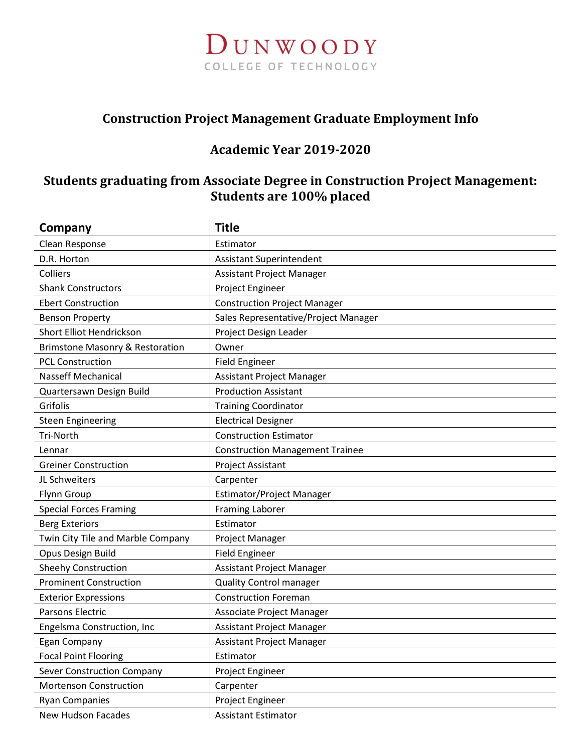# Dunwoody College of Technology

## Construction Project Management Graduate Employment Info

## Academic Year 2019-2020

## Students graduating from Associate Degree in Construction Project Management: Students are 100% placed

| Company | Title |
|---|---|
| Clean Response | Estimator |
| D.R. Horton | Assistant Superintendent |
| Colliers | Assistant Project Manager |
| Shank Constructors | Project Engineer |
| Ebert Construction | Construction Project Manager |
| Benson Property | Sales Representative/Project Manager |
| Short Elliot Hendrickson | Project Design Leader |
| Brimstone Masonry & Restoration | Owner |
| PCL Construction | Field Engineer |
| Nasseff Mechanical | Assistant Project Manager |
| Quartersawn Design Build | Production Assistant |
| Grifolis | Training Coordinator |
| Steen Engineering | Electrical Designer |
| Tri-North | Construction Estimator |
| Lennar | Construction Management Trainee |
| Greiner Construction | Project Assistant |
| JL Schweiters | Carpenter |
| Flynn Group | Estimator/Project Manager |
| Special Forces Framing | Framing Laborer |
| Berg Exteriors | Estimator |
| Twin City Tile and Marble Company | Project Manager |
| Opus Design Build | Field Engineer |
| Sheehy Construction | Assistant Project Manager |
| Prominent Construction | Quality Control manager |
| Exterior Expressions | Construction Foreman |
| Parsons Electric | Associate Project Manager |
| Engelsma Construction, Inc | Assistant Project Manager |
| Egan Company | Assistant Project Manager |
| Focal Point Flooring | Estimator |
| Sever Construction Company | Project Engineer |
| Mortenson Construction | Carpenter |
| Ryan Companies | Project Engineer |
| New Hudson Facades | Assistant Estimator |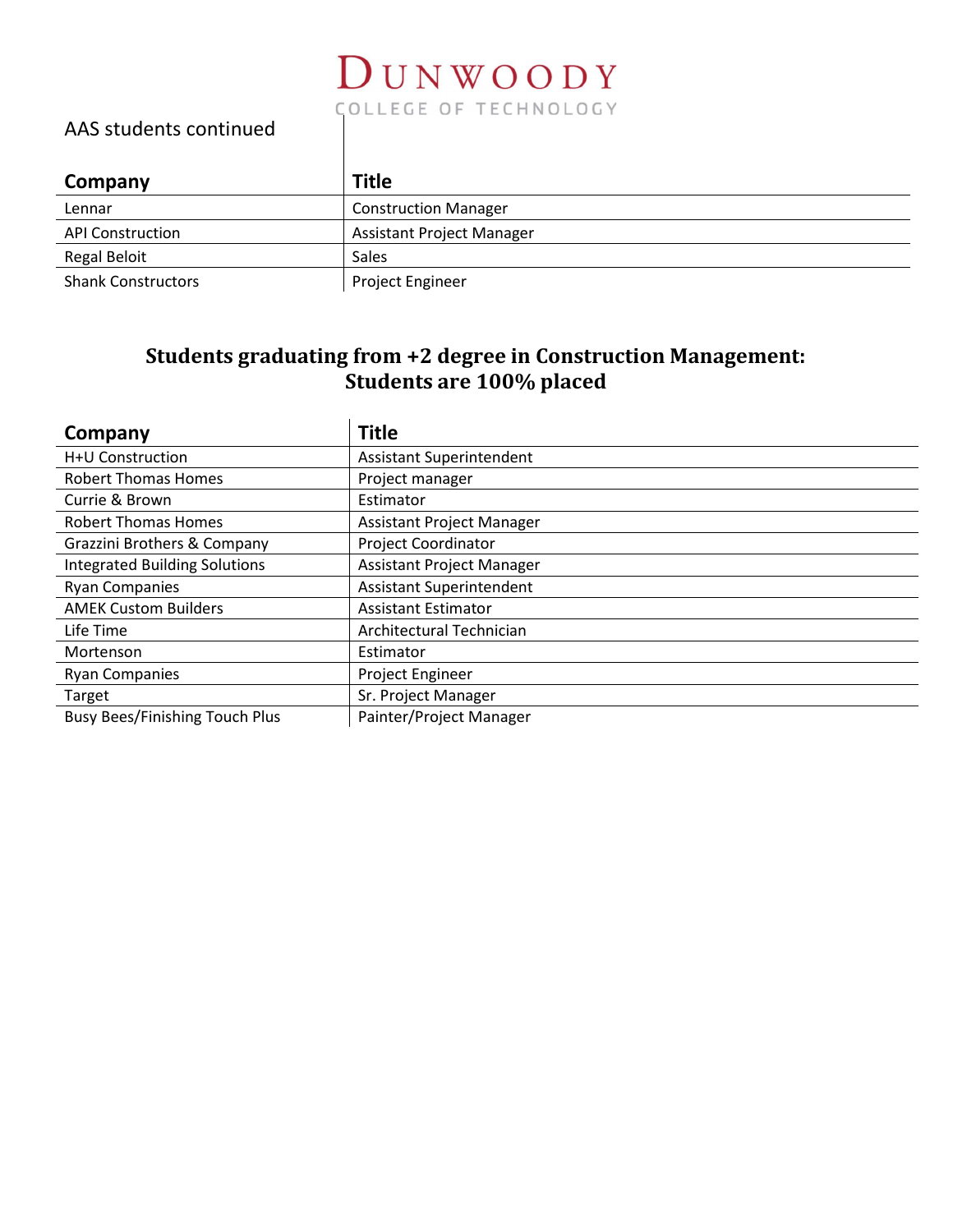AAS students continued

| Company | Title |
| --- | --- |
| Lennar | Construction Manager |
| API Construction | Assistant Project Manager |
| Regal Beloit | Sales |
| Shank Constructors | Project Engineer |

## Students graduating from +2 degree in Construction Management: Students are 100% placed

| Company | Title |
| --- | --- |
| H+U Construction | Assistant Superintendent |
| Robert Thomas Homes | Project manager |
| Currie & Brown | Estimator |
| Robert Thomas Homes | Assistant Project Manager |
| Grazzini Brothers & Company | Project Coordinator |
| Integrated Building Solutions | Assistant Project Manager |
| Ryan Companies | Assistant Superintendent |
| AMEK Custom Builders | Assistant Estimator |
| Life Time | Architectural Technician |
| Mortenson | Estimator |
| Ryan Companies | Project Engineer |
| Target | Sr. Project Manager |
| Busy Bees/Finishing Touch Plus | Painter/Project Manager |